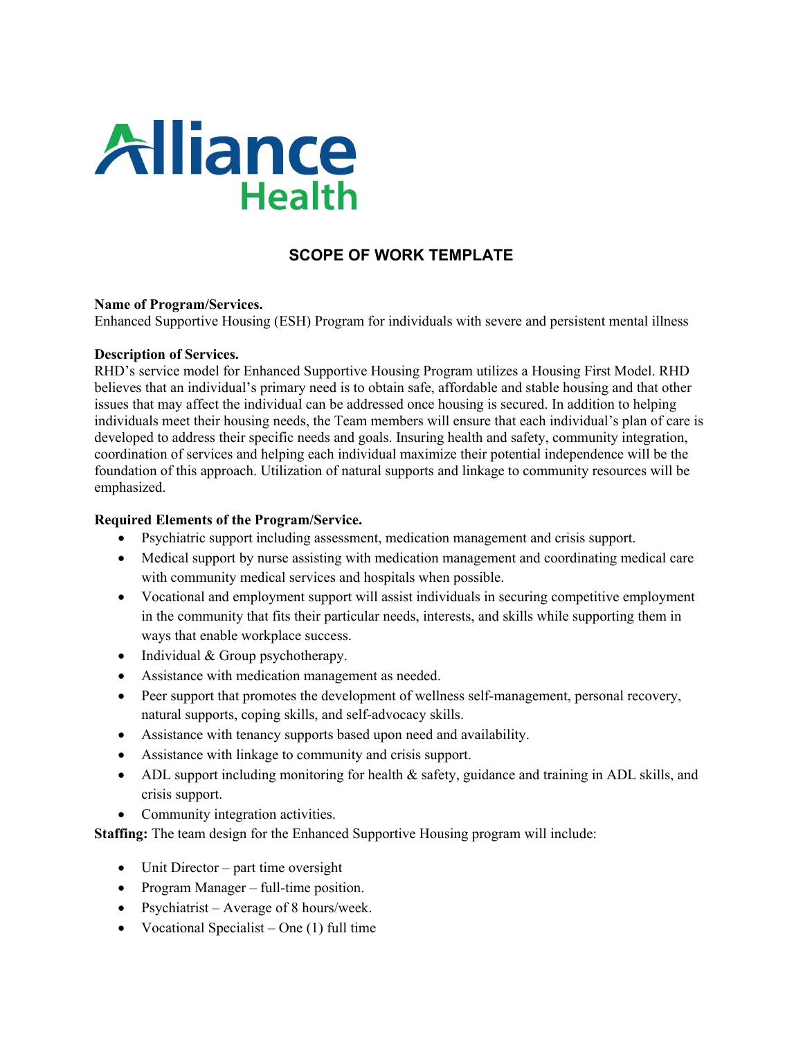Alliance Health

# SCOPE OF WORK TEMPLATE

**Name of Program/Services.**
Enhanced Supportive Housing (ESH) Program for individuals with severe and persistent mental illness

**Description of Services.**
RHD's service model for Enhanced Supportive Housing Program utilizes a Housing First Model. RHD believes that an individual's primary need is to obtain safe, affordable and stable housing and that other issues that may affect the individual can be addressed once housing is secured. In addition to helping individuals meet their housing needs, the Team members will ensure that each individual's plan of care is developed to address their specific needs and goals. Insuring health and safety, community integration, coordination of services and helping each individual maximize their potential independence will be the foundation of this approach. Utilization of natural supports and linkage to community resources will be emphasized.

**Required Elements of the Program/Service.**

- Psychiatric support including assessment, medication management and crisis support.
- Medical support by nurse assisting with medication management and coordinating medical care with community medical services and hospitals when possible.
- Vocational and employment support will assist individuals in securing competitive employment in the community that fits their particular needs, interests, and skills while supporting them in ways that enable workplace success.
- Individual & Group psychotherapy.
- Assistance with medication management as needed.
- Peer support that promotes the development of wellness self-management, personal recovery, natural supports, coping skills, and self-advocacy skills.
- Assistance with tenancy supports based upon need and availability.
- Assistance with linkage to community and crisis support.
- ADL support including monitoring for health & safety, guidance and training in ADL skills, and crisis support.
- Community integration activities.

**Staffing:** The team design for the Enhanced Supportive Housing program will include:

- Unit Director – part time oversight
- Program Manager – full-time position.
- Psychiatrist – Average of 8 hours/week.
- Vocational Specialist – One (1) full time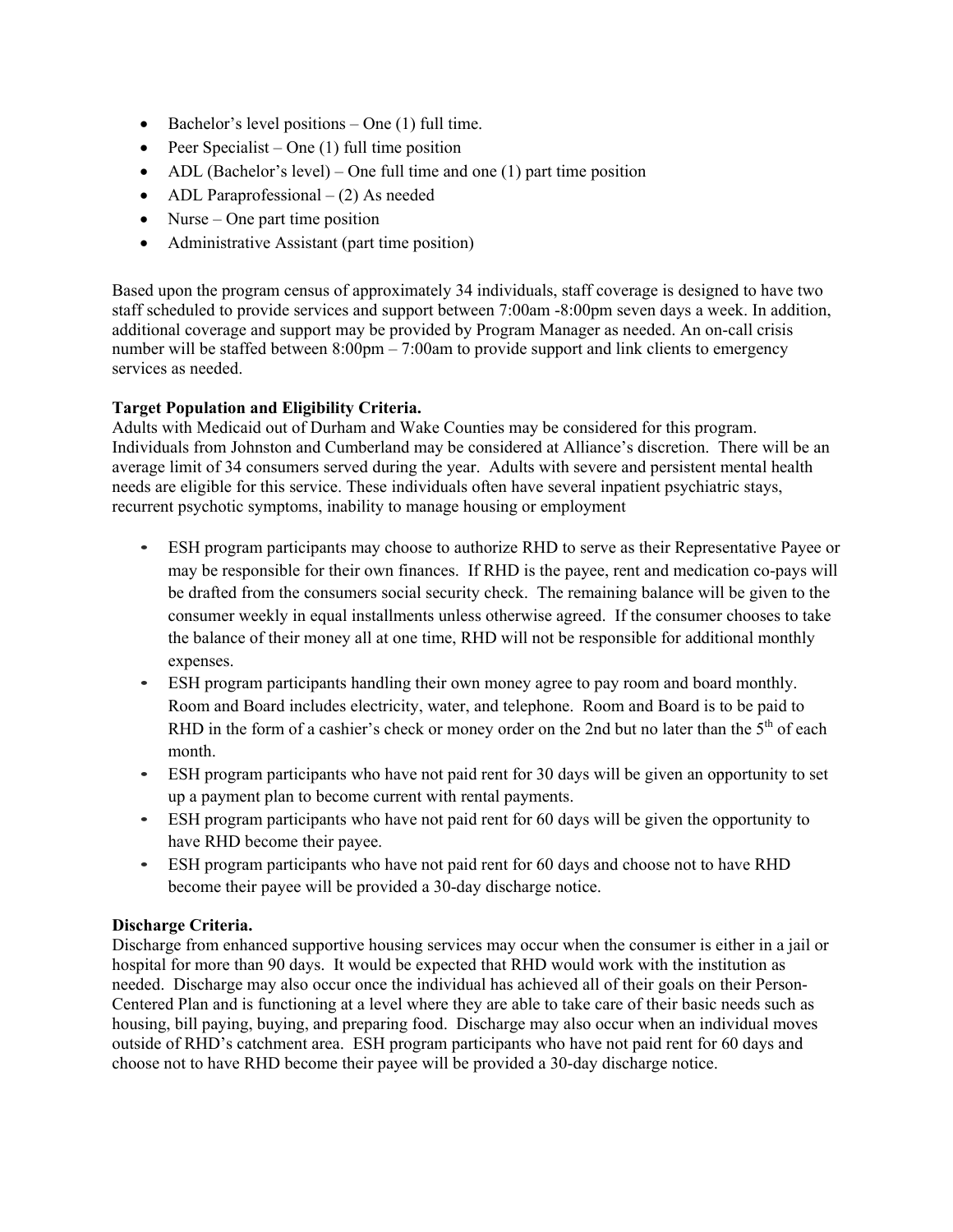- Bachelor's level positions – One (1) full time.
- Peer Specialist – One (1) full time position
- ADL (Bachelor's level) – One full time and one (1) part time position
- ADL Paraprofessional – (2) As needed
- Nurse – One part time position
- Administrative Assistant (part time position)

Based upon the program census of approximately 34 individuals, staff coverage is designed to have two staff scheduled to provide services and support between 7:00am -8:00pm seven days a week. In addition, additional coverage and support may be provided by Program Manager as needed. An on-call crisis number will be staffed between 8:00pm – 7:00am to provide support and link clients to emergency services as needed.

**Target Population and Eligibility Criteria.**
Adults with Medicaid out of Durham and Wake Counties may be considered for this program. Individuals from Johnston and Cumberland may be considered at Alliance's discretion. There will be an average limit of 34 consumers served during the year. Adults with severe and persistent mental health needs are eligible for this service. These individuals often have several inpatient psychiatric stays, recurrent psychotic symptoms, inability to manage housing or employment

- ESH program participants may choose to authorize RHD to serve as their Representative Payee or may be responsible for their own finances. If RHD is the payee, rent and medication co-pays will be drafted from the consumers social security check. The remaining balance will be given to the consumer weekly in equal installments unless otherwise agreed. If the consumer chooses to take the balance of their money all at one time, RHD will not be responsible for additional monthly expenses.
- ESH program participants handling their own money agree to pay room and board monthly. Room and Board includes electricity, water, and telephone. Room and Board is to be paid to RHD in the form of a cashier's check or money order on the 2nd but no later than the 5th of each month.
- ESH program participants who have not paid rent for 30 days will be given an opportunity to set up a payment plan to become current with rental payments.
- ESH program participants who have not paid rent for 60 days will be given the opportunity to have RHD become their payee.
- ESH program participants who have not paid rent for 60 days and choose not to have RHD become their payee will be provided a 30-day discharge notice.

**Discharge Criteria.**
Discharge from enhanced supportive housing services may occur when the consumer is either in a jail or hospital for more than 90 days. It would be expected that RHD would work with the institution as needed. Discharge may also occur once the individual has achieved all of their goals on their Person-Centered Plan and is functioning at a level where they are able to take care of their basic needs such as housing, bill paying, buying, and preparing food. Discharge may also occur when an individual moves outside of RHD's catchment area. ESH program participants who have not paid rent for 60 days and choose not to have RHD become their payee will be provided a 30-day discharge notice.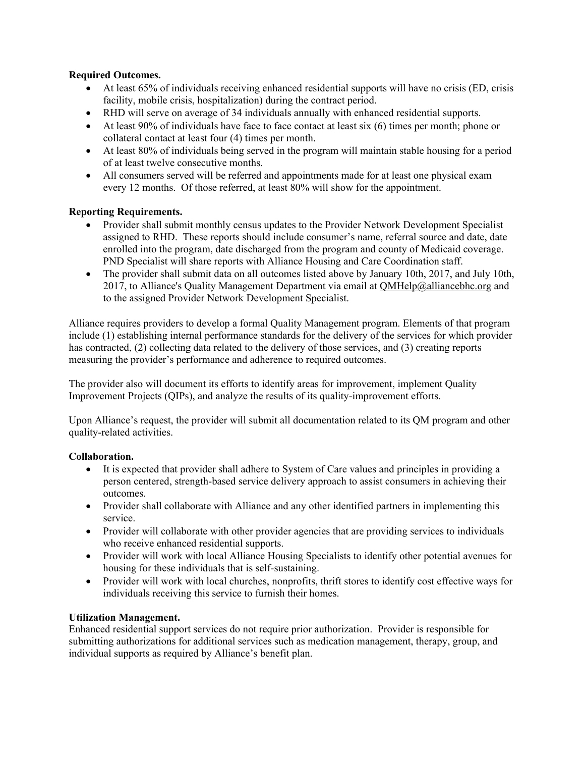**Required Outcomes.**

- At least 65% of individuals receiving enhanced residential supports will have no crisis (ED, crisis facility, mobile crisis, hospitalization) during the contract period.
- RHD will serve on average of 34 individuals annually with enhanced residential supports.
- At least 90% of individuals have face to face contact at least six (6) times per month; phone or collateral contact at least four (4) times per month.
- At least 80% of individuals being served in the program will maintain stable housing for a period of at least twelve consecutive months.
- All consumers served will be referred and appointments made for at least one physical exam every 12 months. Of those referred, at least 80% will show for the appointment.

**Reporting Requirements.**

- Provider shall submit monthly census updates to the Provider Network Development Specialist assigned to RHD. These reports should include consumer's name, referral source and date, date enrolled into the program, date discharged from the program and county of Medicaid coverage. PND Specialist will share reports with Alliance Housing and Care Coordination staff.
- The provider shall submit data on all outcomes listed above by January 10th, 2017, and July 10th, 2017, to Alliance's Quality Management Department via email at QMHelp@alliancebhc.org and to the assigned Provider Network Development Specialist.

Alliance requires providers to develop a formal Quality Management program. Elements of that program include (1) establishing internal performance standards for the delivery of the services for which provider has contracted, (2) collecting data related to the delivery of those services, and (3) creating reports measuring the provider's performance and adherence to required outcomes.

The provider also will document its efforts to identify areas for improvement, implement Quality Improvement Projects (QIPs), and analyze the results of its quality-improvement efforts.

Upon Alliance's request, the provider will submit all documentation related to its QM program and other quality-related activities.

**Collaboration.**

- It is expected that provider shall adhere to System of Care values and principles in providing a person centered, strength-based service delivery approach to assist consumers in achieving their outcomes.
- Provider shall collaborate with Alliance and any other identified partners in implementing this service.
- Provider will collaborate with other provider agencies that are providing services to individuals who receive enhanced residential supports.
- Provider will work with local Alliance Housing Specialists to identify other potential avenues for housing for these individuals that is self-sustaining.
- Provider will work with local churches, nonprofits, thrift stores to identify cost effective ways for individuals receiving this service to furnish their homes.

**Utilization Management.**
Enhanced residential support services do not require prior authorization. Provider is responsible for submitting authorizations for additional services such as medication management, therapy, group, and individual supports as required by Alliance's benefit plan.